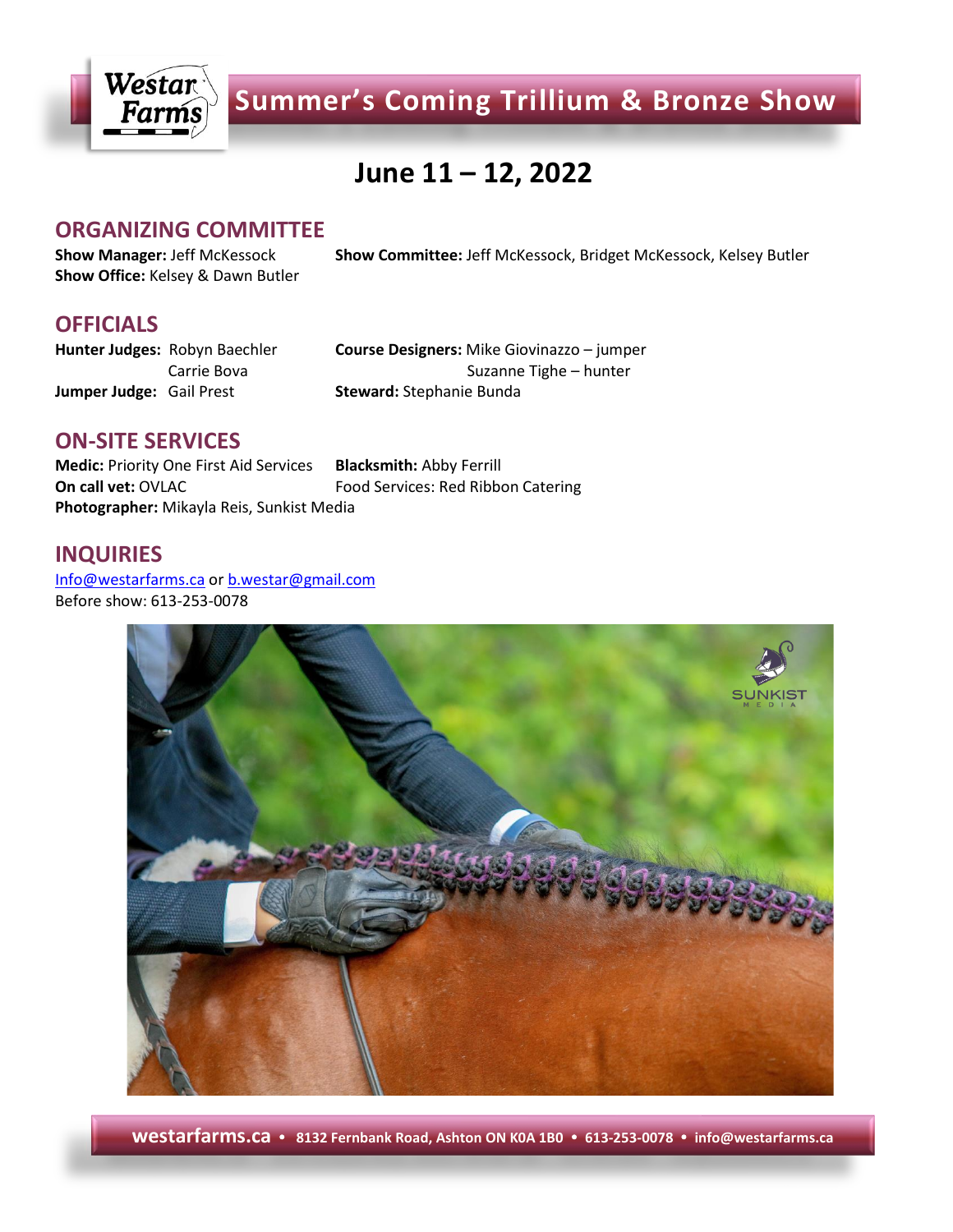# Summer's Coming Trillium & Bronze Show

## June 11 – 12, 2022

## ORGANIZING COMMITTEE

**Show Manager:** Jeff McKessock
**Show Office:** Kelsey & Dawn Butler
**Show Committee:** Jeff McKessock, Bridget McKessock, Kelsey Butler

## OFFICIALS

**Hunter Judges:** Robyn Baechler
Carrie Bova
**Jumper Judge:** Gail Prest
**Course Designers:** Mike Giovinazzo – jumper
Suzanne Tighe – hunter
**Steward:** Stephanie Bunda

## ON-SITE SERVICES

**Medic:** Priority One First Aid Services
**On call vet:** OVLAC
**Photographer:** Mikayla Reis, Sunkist Media
**Blacksmith:** Abby Ferrill
Food Services: Red Ribbon Catering

## INQUIRIES

Info@westarfarms.ca or b.westar@gmail.com
Before show: 613-253-0078

westarfarms.ca • 8132 Fernbank Road, Ashton ON K0A 1B0 • 613-253-0078 • info@westarfarms.ca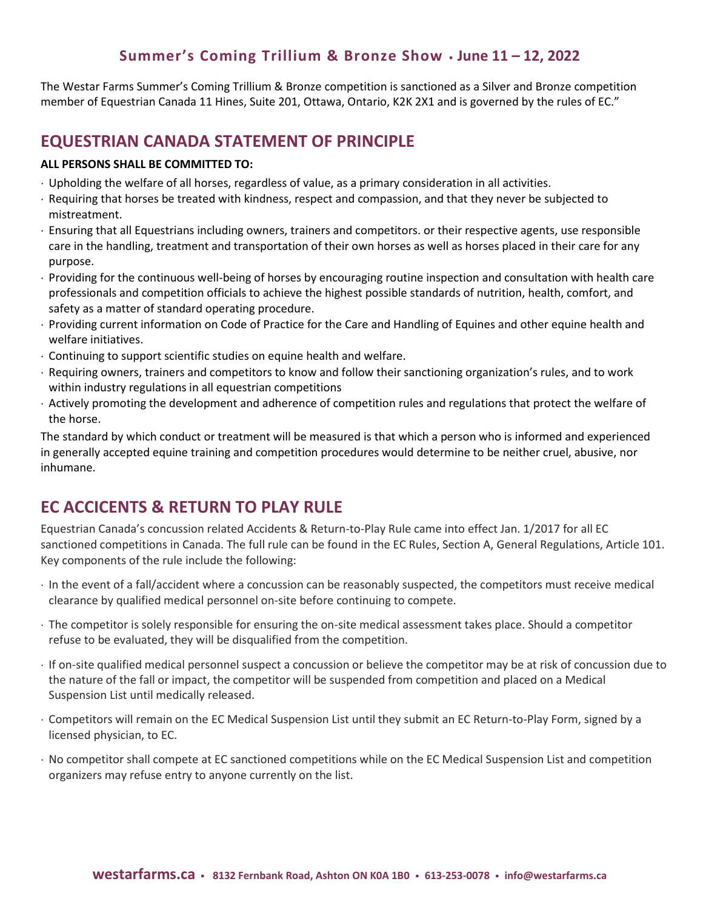**Summer's Coming Trillium & Bronze Show • June 11 – 12, 2022**

The Westar Farms Summer's Coming Trillium & Bronze competition is sanctioned as a Silver and Bronze competition member of Equestrian Canada 11 Hines, Suite 201, Ottawa, Ontario, K2K 2X1 and is governed by the rules of EC."

## EQUESTRIAN CANADA STATEMENT OF PRINCIPLE

**ALL PERSONS SHALL BE COMMITTED TO:**

- Upholding the welfare of all horses, regardless of value, as a primary consideration in all activities.
- Requiring that horses be treated with kindness, respect and compassion, and that they never be subjected to mistreatment.
- Ensuring that all Equestrians including owners, trainers and competitors. or their respective agents, use responsible care in the handling, treatment and transportation of their own horses as well as horses placed in their care for any purpose.
- Providing for the continuous well-being of horses by encouraging routine inspection and consultation with health care professionals and competition officials to achieve the highest possible standards of nutrition, health, comfort, and safety as a matter of standard operating procedure.
- Providing current information on Code of Practice for the Care and Handling of Equines and other equine health and welfare initiatives.
- Continuing to support scientific studies on equine health and welfare.
- Requiring owners, trainers and competitors to know and follow their sanctioning organization's rules, and to work within industry regulations in all equestrian competitions
- Actively promoting the development and adherence of competition rules and regulations that protect the welfare of the horse.

The standard by which conduct or treatment will be measured is that which a person who is informed and experienced in generally accepted equine training and competition procedures would determine to be neither cruel, abusive, nor inhumane.

## EC ACCICENTS & RETURN TO PLAY RULE

Equestrian Canada's concussion related Accidents & Return-to-Play Rule came into effect Jan. 1/2017 for all EC sanctioned competitions in Canada. The full rule can be found in the EC Rules, Section A, General Regulations, Article 101. Key components of the rule include the following:

- In the event of a fall/accident where a concussion can be reasonably suspected, the competitors must receive medical clearance by qualified medical personnel on-site before continuing to compete.
- The competitor is solely responsible for ensuring the on-site medical assessment takes place. Should a competitor refuse to be evaluated, they will be disqualified from the competition.
- If on-site qualified medical personnel suspect a concussion or believe the competitor may be at risk of concussion due to the nature of the fall or impact, the competitor will be suspended from competition and placed on a Medical Suspension List until medically released.
- Competitors will remain on the EC Medical Suspension List until they submit an EC Return-to-Play Form, signed by a licensed physician, to EC.
- No competitor shall compete at EC sanctioned competitions while on the EC Medical Suspension List and competition organizers may refuse entry to anyone currently on the list.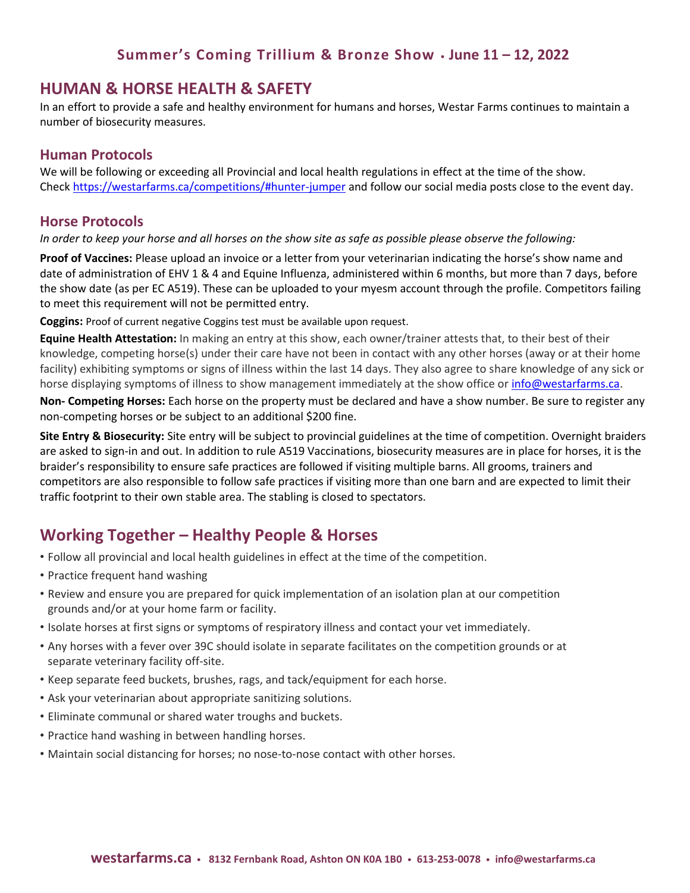**Summer's Coming Trillium & Bronze Show • June 11 – 12, 2022**

## HUMAN & HORSE HEALTH & SAFETY

In an effort to provide a safe and healthy environment for humans and horses, Westar Farms continues to maintain a number of biosecurity measures.

### Human Protocols

We will be following or exceeding all Provincial and local health regulations in effect at the time of the show. Check https://westarfarms.ca/competitions/#hunter-jumper and follow our social media posts close to the event day.

### Horse Protocols

*In order to keep your horse and all horses on the show site as safe as possible please observe the following:*

**Proof of Vaccines:** Please upload an invoice or a letter from your veterinarian indicating the horse's show name and date of administration of EHV 1 & 4 and Equine Influenza, administered within 6 months, but more than 7 days, before the show date (as per EC A519). These can be uploaded to your myesm account through the profile. Competitors failing to meet this requirement will not be permitted entry.

**Coggins:** Proof of current negative Coggins test must be available upon request.

**Equine Health Attestation:** In making an entry at this show, each owner/trainer attests that, to their best of their knowledge, competing horse(s) under their care have not been in contact with any other horses (away or at their home facility) exhibiting symptoms or signs of illness within the last 14 days. They also agree to share knowledge of any sick or horse displaying symptoms of illness to show management immediately at the show office or info@westarfarms.ca.

**Non- Competing Horses:** Each horse on the property must be declared and have a show number. Be sure to register any non-competing horses or be subject to an additional $200 fine.

**Site Entry & Biosecurity:** Site entry will be subject to provincial guidelines at the time of competition. Overnight braiders are asked to sign-in and out. In addition to rule A519 Vaccinations, biosecurity measures are in place for horses, it is the braider's responsibility to ensure safe practices are followed if visiting multiple barns. All grooms, trainers and competitors are also responsible to follow safe practices if visiting more than one barn and are expected to limit their traffic footprint to their own stable area. The stabling is closed to spectators.

## Working Together – Healthy People & Horses

- Follow all provincial and local health guidelines in effect at the time of the competition.
- Practice frequent hand washing
- Review and ensure you are prepared for quick implementation of an isolation plan at our competition grounds and/or at your home farm or facility.
- Isolate horses at first signs or symptoms of respiratory illness and contact your vet immediately.
- Any horses with a fever over 39C should isolate in separate facilitates on the competition grounds or at separate veterinary facility off-site.
- Keep separate feed buckets, brushes, rags, and tack/equipment for each horse.
- Ask your veterinarian about appropriate sanitizing solutions.
- Eliminate communal or shared water troughs and buckets.
- Practice hand washing in between handling horses.
- Maintain social distancing for horses; no nose-to-nose contact with other horses.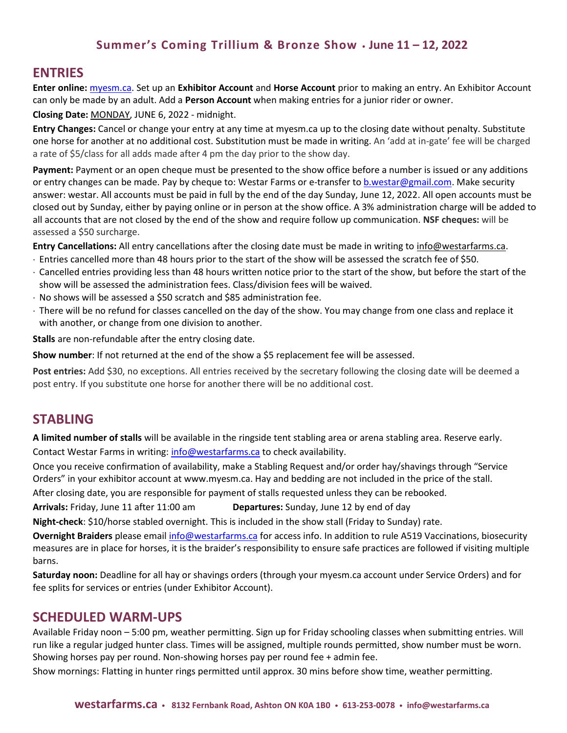**Summer's Coming Trillium & Bronze Show • June 11 – 12, 2022**

## ENTRIES

**Enter online:** myesm.ca. Set up an **Exhibitor Account** and **Horse Account** prior to making an entry. An Exhibitor Account can only be made by an adult. Add a **Person Account** when making entries for a junior rider or owner.

**Closing Date:** MONDAY, JUNE 6, 2022 - midnight.

**Entry Changes:** Cancel or change your entry at any time at myesm.ca up to the closing date without penalty. Substitute one horse for another at no additional cost. Substitution must be made in writing. An 'add at in-gate' fee will be charged a rate of $5/class for all adds made after 4 pm the day prior to the show day.

**Payment:** Payment or an open cheque must be presented to the show office before a number is issued or any additions or entry changes can be made. Pay by cheque to: Westar Farms or e-transfer to b.westar@gmail.com. Make security answer: westar. All accounts must be paid in full by the end of the day Sunday, June 12, 2022. All open accounts must be closed out by Sunday, either by paying online or in person at the show office. A 3% administration charge will be added to all accounts that are not closed by the end of the show and require follow up communication. **NSF cheques:** will be assessed a $50 surcharge.

**Entry Cancellations:** All entry cancellations after the closing date must be made in writing to info@westarfarms.ca.

- Entries cancelled more than 48 hours prior to the start of the show will be assessed the scratch fee of $50.
- Cancelled entries providing less than 48 hours written notice prior to the start of the show, but before the start of the show will be assessed the administration fees. Class/division fees will be waived.
- No shows will be assessed a $50 scratch and $85 administration fee.
- There will be no refund for classes cancelled on the day of the show. You may change from one class and replace it with another, or change from one division to another.

**Stalls** are non-refundable after the entry closing date.

**Show number**: If not returned at the end of the show a $5 replacement fee will be assessed.

**Post entries:** Add $30, no exceptions. All entries received by the secretary following the closing date will be deemed a post entry. If you substitute one horse for another there will be no additional cost.

## STABLING

**A limited number of stalls** will be available in the ringside tent stabling area or arena stabling area. Reserve early. Contact Westar Farms in writing: info@westarfarms.ca to check availability.

Once you receive confirmation of availability, make a Stabling Request and/or order hay/shavings through "Service Orders" in your exhibitor account at www.myesm.ca. Hay and bedding are not included in the price of the stall.

After closing date, you are responsible for payment of stalls requested unless they can be rebooked.

**Arrivals:** Friday, June 11 after 11:00 am **Departures:** Sunday, June 12 by end of day

**Night-check**: $10/horse stabled overnight. This is included in the show stall (Friday to Sunday) rate.

**Overnight Braiders** please email info@westarfarms.ca for access info. In addition to rule A519 Vaccinations, biosecurity measures are in place for horses, it is the braider's responsibility to ensure safe practices are followed if visiting multiple barns.

**Saturday noon:** Deadline for all hay or shavings orders (through your myesm.ca account under Service Orders) and for fee splits for services or entries (under Exhibitor Account).

## SCHEDULED WARM-UPS

Available Friday noon – 5:00 pm, weather permitting. Sign up for Friday schooling classes when submitting entries. Will run like a regular judged hunter class. Times will be assigned, multiple rounds permitted, show number must be worn. Showing horses pay per round. Non-showing horses pay per round fee + admin fee.

Show mornings: Flatting in hunter rings permitted until approx. 30 mins before show time, weather permitting.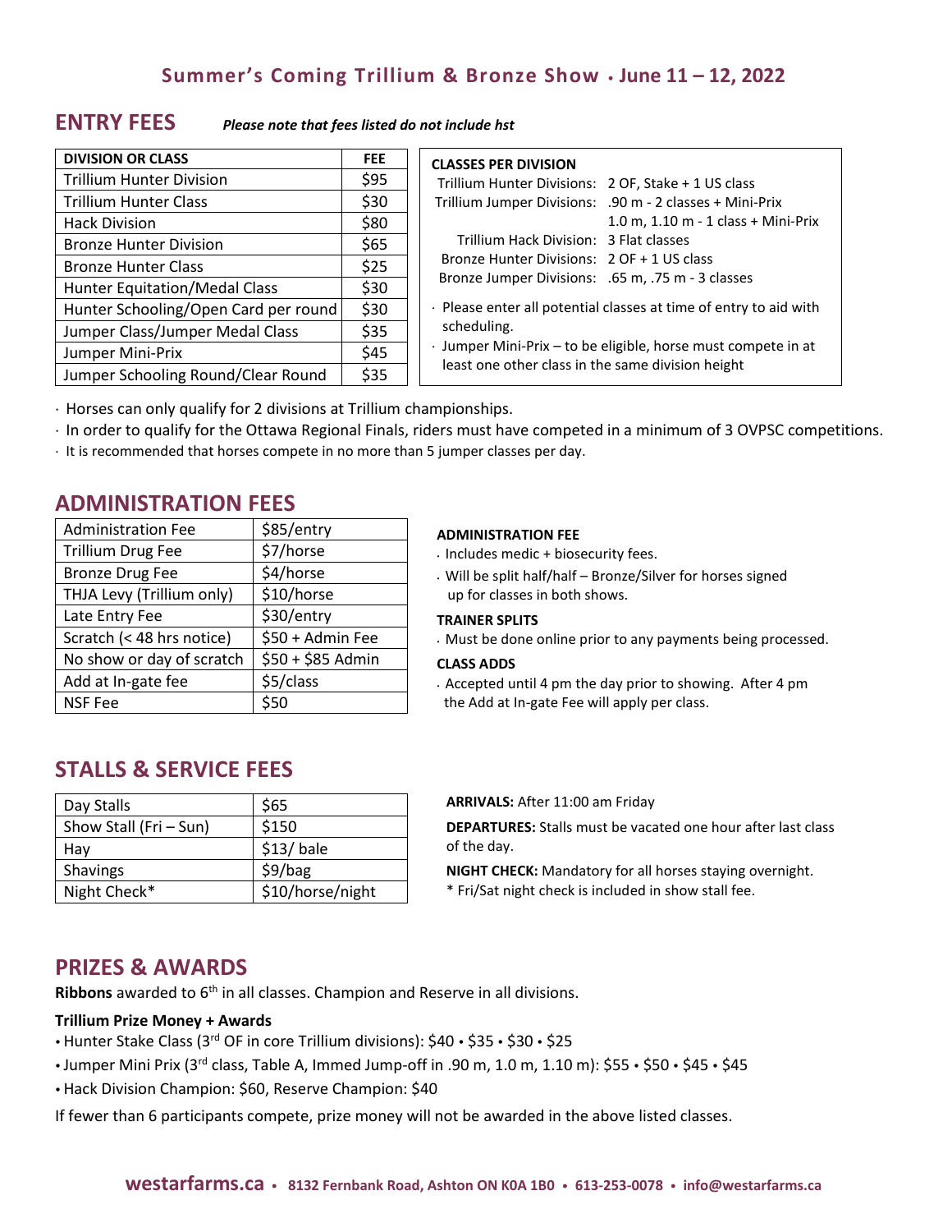## Summer's Coming Trillium & Bronze Show • June 11 – 12, 2022

## ENTRY FEES

*Please note that fees listed do not include hst*

| DIVISION OR CLASS | FEE |
|---|---|
| Trillium Hunter Division | $95 |
| Trillium Hunter Class | $30 |
| Hack Division | $80 |
| Bronze Hunter Division | $65 |
| Bronze Hunter Class | $25 |
| Hunter Equitation/Medal Class | $30 |
| Hunter Schooling/Open Card per round | $30 |
| Jumper Class/Jumper Medal Class | $35 |
| Jumper Mini-Prix | $45 |
| Jumper Schooling Round/Clear Round | $35 |

**CLASSES PER DIVISION**

| | |
|---|---|
| Trillium Hunter Divisions: | 2 OF, Stake + 1 US class |
| Trillium Jumper Divisions: | .90 m - 2 classes + Mini-Prix |
| | 1.0 m, 1.10 m - 1 class + Mini-Prix |
| Trillium Hack Division: | 3 Flat classes |
| Bronze Hunter Divisions: | 2 OF + 1 US class |
| Bronze Jumper Divisions: | .65 m, .75 m - 3 classes |

- Please enter all potential classes at time of entry to aid with scheduling.
- Jumper Mini-Prix – to be eligible, horse must compete in at least one other class in the same division height

- Horses can only qualify for 2 divisions at Trillium championships.
- In order to qualify for the Ottawa Regional Finals, riders must have competed in a minimum of 3 OVPSC competitions.
- It is recommended that horses compete in no more than 5 jumper classes per day.

## ADMINISTRATION FEES

| | |
|---|---|
| Administration Fee | $85/entry |
| Trillium Drug Fee | $7/horse |
| Bronze Drug Fee | $4/horse |
| THJA Levy (Trillium only) | $10/horse |
| Late Entry Fee | $30/entry |
| Scratch (< 48 hrs notice) | $50 + Admin Fee |
| No show or day of scratch | $50 + $85 Admin |
| Add at In-gate fee | $5/class |
| NSF Fee | $50 |

**ADMINISTRATION FEE**

- Includes medic + biosecurity fees.
- Will be split half/half – Bronze/Silver for horses signed up for classes in both shows.

**TRAINER SPLITS**

- Must be done online prior to any payments being processed.

**CLASS ADDS**

- Accepted until 4 pm the day prior to showing. After 4 pm the Add at In-gate Fee will apply per class.

## STALLS & SERVICE FEES

| | |
|---|---|
| Day Stalls | $65 |
| Show Stall (Fri – Sun) | $150 |
| Hay | $13/ bale |
| Shavings | $9/bag |
| Night Check* | $10/horse/night |

**ARRIVALS:** After 11:00 am Friday

**DEPARTURES:** Stalls must be vacated one hour after last class of the day.

**NIGHT CHECK:** Mandatory for all horses staying overnight.
* Fri/Sat night check is included in show stall fee.

## PRIZES & AWARDS

**Ribbons** awarded to 6th in all classes. Champion and Reserve in all divisions.

**Trillium Prize Money + Awards**

- Hunter Stake Class (3rd OF in core Trillium divisions): $40 • $35 • $30 • $25
- Jumper Mini Prix (3rd class, Table A, Immed Jump-off in .90 m, 1.0 m, 1.10 m): $55 • $50 • $45 • $45
- Hack Division Champion: $60, Reserve Champion: $40

If fewer than 6 participants compete, prize money will not be awarded in the above listed classes.

**westarfarms.ca** • 8132 Fernbank Road, Ashton ON K0A 1B0 • 613-253-0078 • info@westarfarms.ca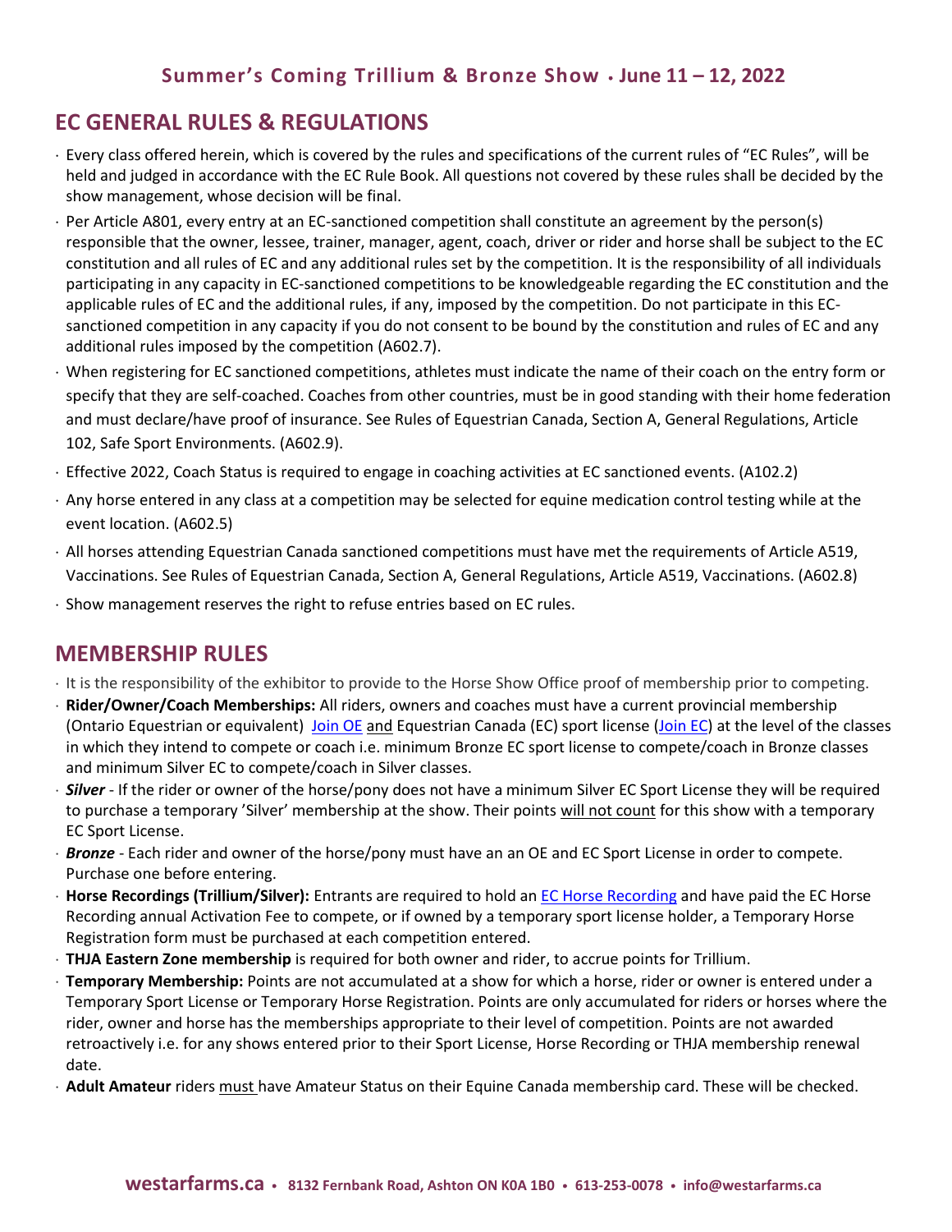## EC GENERAL RULES & REGULATIONS

- Every class offered herein, which is covered by the rules and specifications of the current rules of "EC Rules", will be held and judged in accordance with the EC Rule Book. All questions not covered by these rules shall be decided by the show management, whose decision will be final.
- Per Article A801, every entry at an EC-sanctioned competition shall constitute an agreement by the person(s) responsible that the owner, lessee, trainer, manager, agent, coach, driver or rider and horse shall be subject to the EC constitution and all rules of EC and any additional rules set by the competition. It is the responsibility of all individuals participating in any capacity in EC-sanctioned competitions to be knowledgeable regarding the EC constitution and the applicable rules of EC and the additional rules, if any, imposed by the competition. Do not participate in this EC-sanctioned competition in any capacity if you do not consent to be bound by the constitution and rules of EC and any additional rules imposed by the competition (A602.7).
- When registering for EC sanctioned competitions, athletes must indicate the name of their coach on the entry form or specify that they are self-coached. Coaches from other countries, must be in good standing with their home federation and must declare/have proof of insurance. See Rules of Equestrian Canada, Section A, General Regulations, Article 102, Safe Sport Environments. (A602.9).
- Effective 2022, Coach Status is required to engage in coaching activities at EC sanctioned events. (A102.2)
- Any horse entered in any class at a competition may be selected for equine medication control testing while at the event location. (A602.5)
- All horses attending Equestrian Canada sanctioned competitions must have met the requirements of Article A519, Vaccinations. See Rules of Equestrian Canada, Section A, General Regulations, Article A519, Vaccinations. (A602.8)
- Show management reserves the right to refuse entries based on EC rules.

## MEMBERSHIP RULES

- It is the responsibility of the exhibitor to provide to the Horse Show Office proof of membership prior to competing.
- **Rider/Owner/Coach Memberships:** All riders, owners and coaches must have a current provincial membership (Ontario Equestrian or equivalent) Join OE and Equestrian Canada (EC) sport license (Join EC) at the level of the classes in which they intend to compete or coach i.e. minimum Bronze EC sport license to compete/coach in Bronze classes and minimum Silver EC to compete/coach in Silver classes.
- ***Silver*** - If the rider or owner of the horse/pony does not have a minimum Silver EC Sport License they will be required to purchase a temporary 'Silver' membership at the show. Their points will not count for this show with a temporary EC Sport License.
- ***Bronze*** - Each rider and owner of the horse/pony must have an an OE and EC Sport License in order to compete. Purchase one before entering.
- **Horse Recordings (Trillium/Silver):** Entrants are required to hold an EC Horse Recording and have paid the EC Horse Recording annual Activation Fee to compete, or if owned by a temporary sport license holder, a Temporary Horse Registration form must be purchased at each competition entered.
- **THJA Eastern Zone membership** is required for both owner and rider, to accrue points for Trillium.
- **Temporary Membership:** Points are not accumulated at a show for which a horse, rider or owner is entered under a Temporary Sport License or Temporary Horse Registration. Points are only accumulated for riders or horses where the rider, owner and horse has the memberships appropriate to their level of competition. Points are not awarded retroactively i.e. for any shows entered prior to their Sport License, Horse Recording or THJA membership renewal date.
- **Adult Amateur** riders must have Amateur Status on their Equine Canada membership card. These will be checked.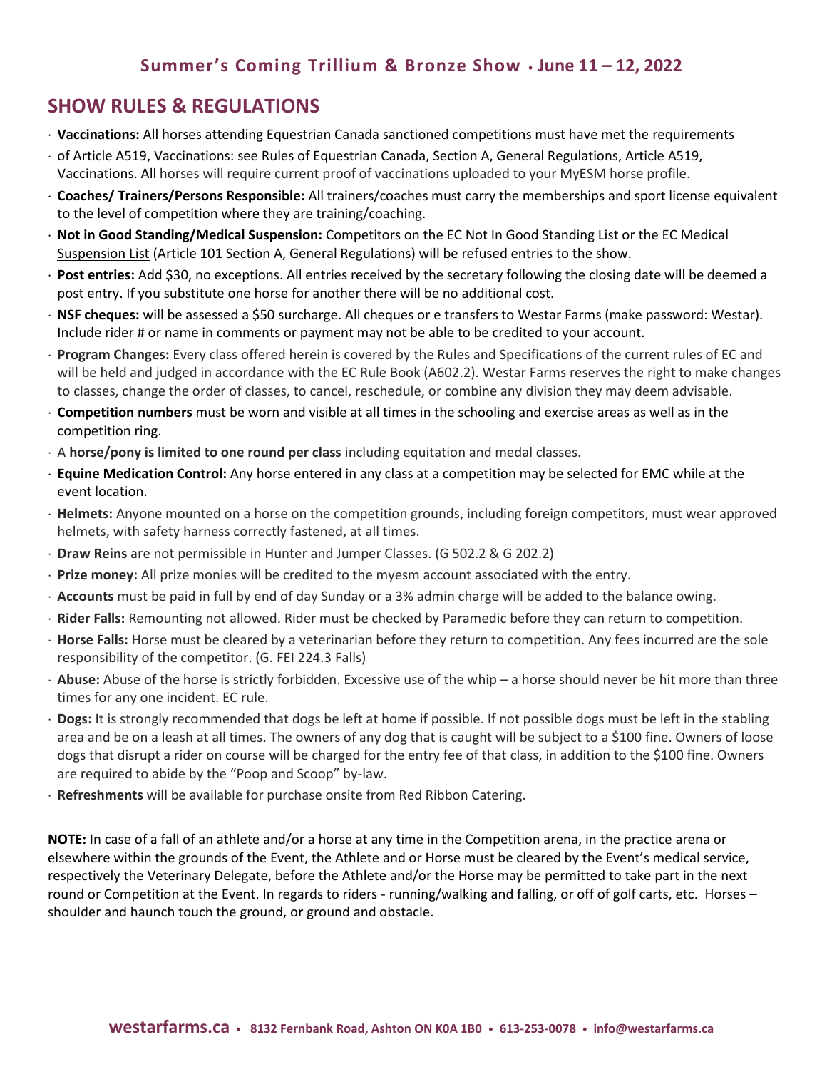**Summer's Coming Trillium & Bronze Show • June 11 – 12, 2022**

## SHOW RULES & REGULATIONS

- **Vaccinations:** All horses attending Equestrian Canada sanctioned competitions must have met the requirements
- of Article A519, Vaccinations: see Rules of Equestrian Canada, Section A, General Regulations, Article A519, Vaccinations. All horses will require current proof of vaccinations uploaded to your MyESM horse profile.
- **Coaches/ Trainers/Persons Responsible:** All trainers/coaches must carry the memberships and sport license equivalent to the level of competition where they are training/coaching.
- **Not in Good Standing/Medical Suspension:** Competitors on the EC Not In Good Standing List or the EC Medical Suspension List (Article 101 Section A, General Regulations) will be refused entries to the show.
- **Post entries:** Add $30, no exceptions. All entries received by the secretary following the closing date will be deemed a post entry. If you substitute one horse for another there will be no additional cost.
- **NSF cheques:** will be assessed a $50 surcharge. All cheques or e transfers to Westar Farms (make password: Westar). Include rider # or name in comments or payment may not be able to be credited to your account.
- **Program Changes:** Every class offered herein is covered by the Rules and Specifications of the current rules of EC and will be held and judged in accordance with the EC Rule Book (A602.2). Westar Farms reserves the right to make changes to classes, change the order of classes, to cancel, reschedule, or combine any division they may deem advisable.
- **Competition numbers** must be worn and visible at all times in the schooling and exercise areas as well as in the competition ring.
- A **horse/pony is limited to one round per class** including equitation and medal classes.
- **Equine Medication Control:** Any horse entered in any class at a competition may be selected for EMC while at the event location.
- **Helmets:** Anyone mounted on a horse on the competition grounds, including foreign competitors, must wear approved helmets, with safety harness correctly fastened, at all times.
- **Draw Reins** are not permissible in Hunter and Jumper Classes. (G 502.2 & G 202.2)
- **Prize money:** All prize monies will be credited to the myesm account associated with the entry.
- **Accounts** must be paid in full by end of day Sunday or a 3% admin charge will be added to the balance owing.
- **Rider Falls:** Remounting not allowed. Rider must be checked by Paramedic before they can return to competition.
- **Horse Falls:** Horse must be cleared by a veterinarian before they return to competition. Any fees incurred are the sole responsibility of the competitor. (G. FEI 224.3 Falls)
- **Abuse:** Abuse of the horse is strictly forbidden. Excessive use of the whip – a horse should never be hit more than three times for any one incident. EC rule.
- **Dogs:** It is strongly recommended that dogs be left at home if possible. If not possible dogs must be left in the stabling area and be on a leash at all times. The owners of any dog that is caught will be subject to a $100 fine. Owners of loose dogs that disrupt a rider on course will be charged for the entry fee of that class, in addition to the $100 fine. Owners are required to abide by the "Poop and Scoop" by-law.
- **Refreshments** will be available for purchase onsite from Red Ribbon Catering.

**NOTE:** In case of a fall of an athlete and/or a horse at any time in the Competition arena, in the practice arena or elsewhere within the grounds of the Event, the Athlete and or Horse must be cleared by the Event's medical service, respectively the Veterinary Delegate, before the Athlete and/or the Horse may be permitted to take part in the next round or Competition at the Event. In regards to riders - running/walking and falling, or off of golf carts, etc. Horses – shoulder and haunch touch the ground, or ground and obstacle.

**westarfarms.ca** • 8132 Fernbank Road, Ashton ON K0A 1B0 • 613-253-0078 • info@westarfarms.ca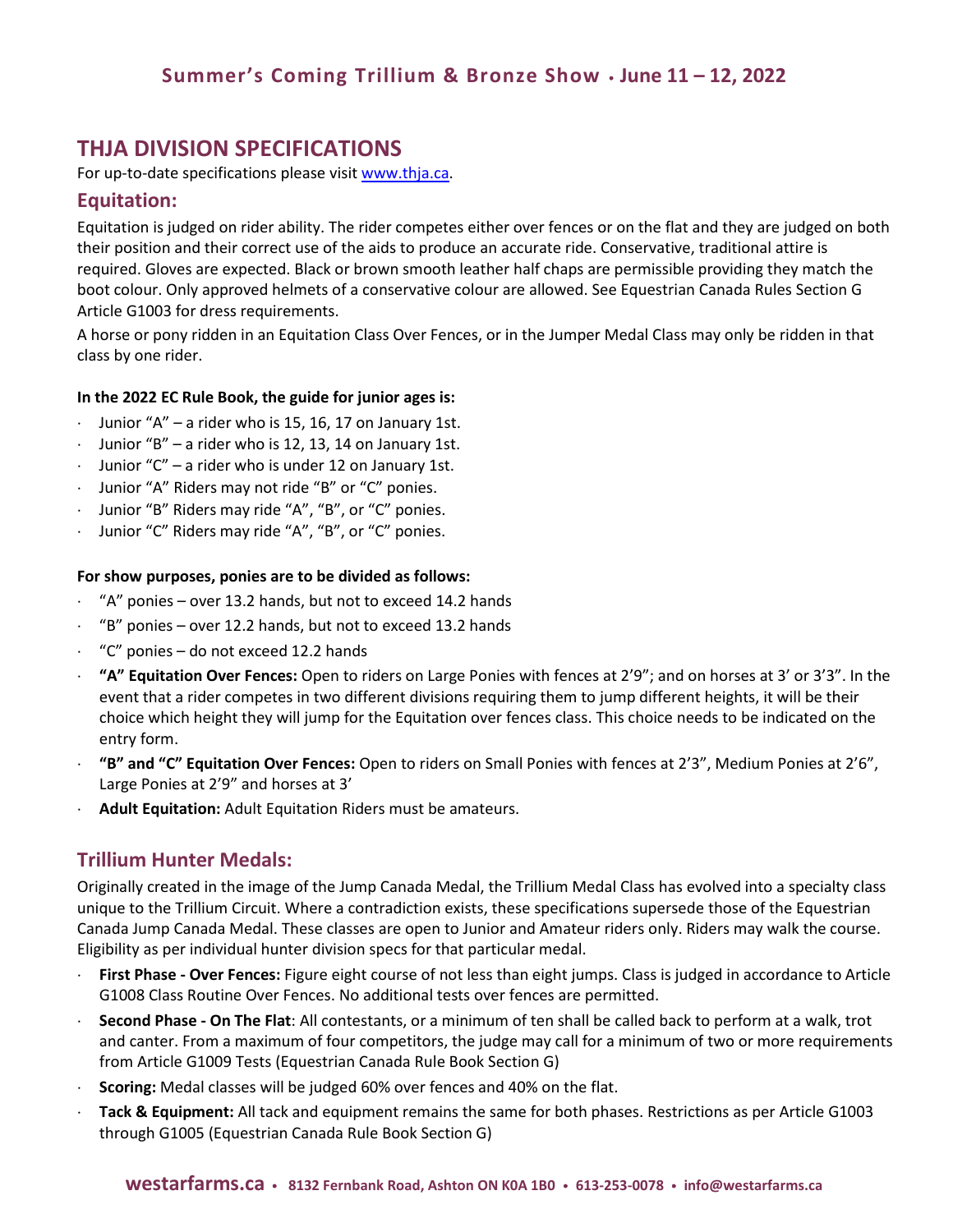# THJA DIVISION SPECIFICATIONS

For up-to-date specifications please visit www.thja.ca.

## Equitation:

Equitation is judged on rider ability. The rider competes either over fences or on the flat and they are judged on both their position and their correct use of the aids to produce an accurate ride. Conservative, traditional attire is required. Gloves are expected. Black or brown smooth leather half chaps are permissible providing they match the boot colour. Only approved helmets of a conservative colour are allowed. See Equestrian Canada Rules Section G Article G1003 for dress requirements.

A horse or pony ridden in an Equitation Class Over Fences, or in the Jumper Medal Class may only be ridden in that class by one rider.

**In the 2022 EC Rule Book, the guide for junior ages is:**

- Junior "A" – a rider who is 15, 16, 17 on January 1st.
- Junior "B" – a rider who is 12, 13, 14 on January 1st.
- Junior "C" – a rider who is under 12 on January 1st.
- Junior "A" Riders may not ride "B" or "C" ponies.
- Junior "B" Riders may ride "A", "B", or "C" ponies.
- Junior "C" Riders may ride "A", "B", or "C" ponies.

**For show purposes, ponies are to be divided as follows:**

- "A" ponies – over 13.2 hands, but not to exceed 14.2 hands
- "B" ponies – over 12.2 hands, but not to exceed 13.2 hands
- "C" ponies – do not exceed 12.2 hands
- **"A" Equitation Over Fences:** Open to riders on Large Ponies with fences at 2'9"; and on horses at 3' or 3'3". In the event that a rider competes in two different divisions requiring them to jump different heights, it will be their choice which height they will jump for the Equitation over fences class. This choice needs to be indicated on the entry form.
- **"B" and "C" Equitation Over Fences:** Open to riders on Small Ponies with fences at 2'3", Medium Ponies at 2'6", Large Ponies at 2'9" and horses at 3'
- **Adult Equitation:** Adult Equitation Riders must be amateurs.

## Trillium Hunter Medals:

Originally created in the image of the Jump Canada Medal, the Trillium Medal Class has evolved into a specialty class unique to the Trillium Circuit. Where a contradiction exists, these specifications supersede those of the Equestrian Canada Jump Canada Medal. These classes are open to Junior and Amateur riders only. Riders may walk the course. Eligibility as per individual hunter division specs for that particular medal.

- **First Phase - Over Fences:** Figure eight course of not less than eight jumps. Class is judged in accordance to Article G1008 Class Routine Over Fences. No additional tests over fences are permitted.
- **Second Phase - On The Flat**: All contestants, or a minimum of ten shall be called back to perform at a walk, trot and canter. From a maximum of four competitors, the judge may call for a minimum of two or more requirements from Article G1009 Tests (Equestrian Canada Rule Book Section G)
- **Scoring:** Medal classes will be judged 60% over fences and 40% on the flat.
- **Tack & Equipment:** All tack and equipment remains the same for both phases. Restrictions as per Article G1003 through G1005 (Equestrian Canada Rule Book Section G)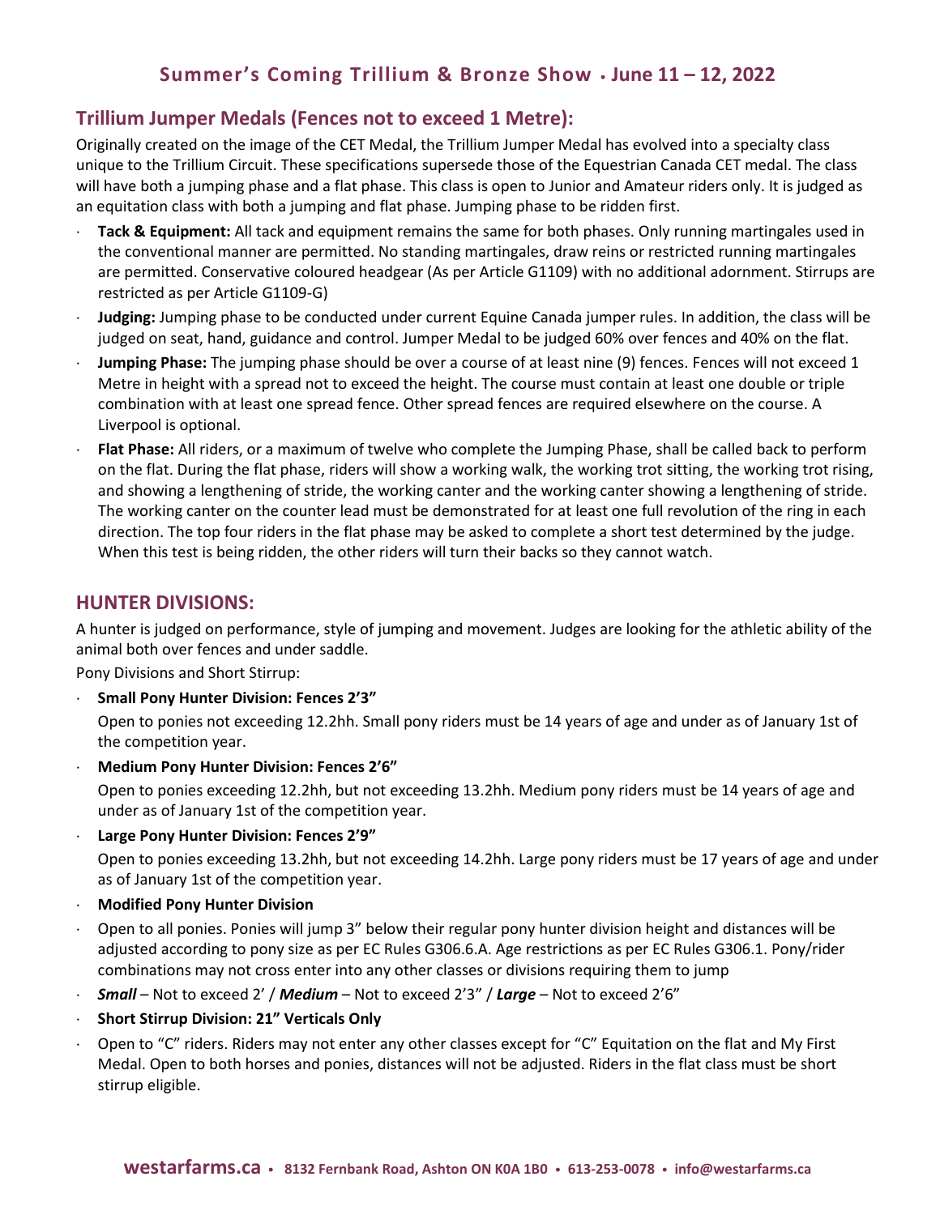## Summer's Coming Trillium & Bronze Show • June 11 – 12, 2022

### Trillium Jumper Medals (Fences not to exceed 1 Metre):

Originally created on the image of the CET Medal, the Trillium Jumper Medal has evolved into a specialty class unique to the Trillium Circuit. These specifications supersede those of the Equestrian Canada CET medal. The class will have both a jumping phase and a flat phase. This class is open to Junior and Amateur riders only. It is judged as an equitation class with both a jumping and flat phase. Jumping phase to be ridden first.

- **Tack & Equipment:** All tack and equipment remains the same for both phases. Only running martingales used in the conventional manner are permitted. No standing martingales, draw reins or restricted running martingales are permitted. Conservative coloured headgear (As per Article G1109) with no additional adornment. Stirrups are restricted as per Article G1109-G)
- **Judging:** Jumping phase to be conducted under current Equine Canada jumper rules. In addition, the class will be judged on seat, hand, guidance and control. Jumper Medal to be judged 60% over fences and 40% on the flat.
- **Jumping Phase:** The jumping phase should be over a course of at least nine (9) fences. Fences will not exceed 1 Metre in height with a spread not to exceed the height. The course must contain at least one double or triple combination with at least one spread fence. Other spread fences are required elsewhere on the course. A Liverpool is optional.
- **Flat Phase:** All riders, or a maximum of twelve who complete the Jumping Phase, shall be called back to perform on the flat. During the flat phase, riders will show a working walk, the working trot sitting, the working trot rising, and showing a lengthening of stride, the working canter and the working canter showing a lengthening of stride. The working canter on the counter lead must be demonstrated for at least one full revolution of the ring in each direction. The top four riders in the flat phase may be asked to complete a short test determined by the judge. When this test is being ridden, the other riders will turn their backs so they cannot watch.

### HUNTER DIVISIONS:

A hunter is judged on performance, style of jumping and movement. Judges are looking for the athletic ability of the animal both over fences and under saddle.

Pony Divisions and Short Stirrup:

- **Small Pony Hunter Division: Fences 2'3"**

  Open to ponies not exceeding 12.2hh. Small pony riders must be 14 years of age and under as of January 1st of the competition year.
- **Medium Pony Hunter Division: Fences 2'6"**

  Open to ponies exceeding 12.2hh, but not exceeding 13.2hh. Medium pony riders must be 14 years of age and under as of January 1st of the competition year.
- **Large Pony Hunter Division: Fences 2'9"**

  Open to ponies exceeding 13.2hh, but not exceeding 14.2hh. Large pony riders must be 17 years of age and under as of January 1st of the competition year.
- **Modified Pony Hunter Division**
- Open to all ponies. Ponies will jump 3" below their regular pony hunter division height and distances will be adjusted according to pony size as per EC Rules G306.6.A. Age restrictions as per EC Rules G306.1. Pony/rider combinations may not cross enter into any other classes or divisions requiring them to jump
- ***Small*** – Not to exceed 2' / ***Medium*** – Not to exceed 2'3" / ***Large*** – Not to exceed 2'6"
- **Short Stirrup Division: 21" Verticals Only**
- Open to "C" riders. Riders may not enter any other classes except for "C" Equitation on the flat and My First Medal. Open to both horses and ponies, distances will not be adjusted. Riders in the flat class must be short stirrup eligible.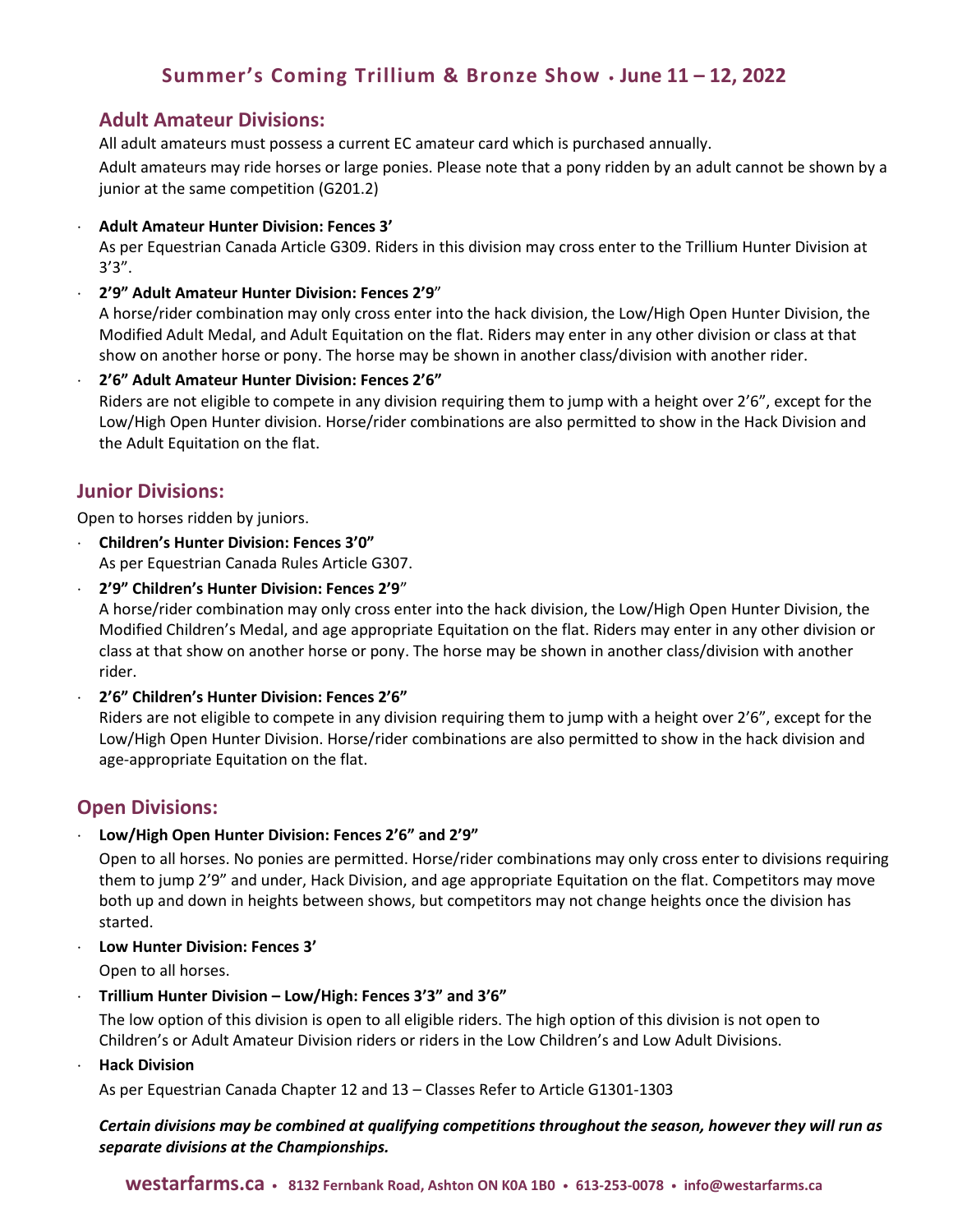# Summer's Coming Trillium & Bronze Show • June 11 – 12, 2022

## Adult Amateur Divisions:

All adult amateurs must possess a current EC amateur card which is purchased annually.

Adult amateurs may ride horses or large ponies. Please note that a pony ridden by an adult cannot be shown by a junior at the same competition (G201.2)

- **Adult Amateur Hunter Division: Fences 3'**
  As per Equestrian Canada Article G309. Riders in this division may cross enter to the Trillium Hunter Division at 3'3".
- **2'9" Adult Amateur Hunter Division: Fences 2'9"**
  A horse/rider combination may only cross enter into the hack division, the Low/High Open Hunter Division, the Modified Adult Medal, and Adult Equitation on the flat. Riders may enter in any other division or class at that show on another horse or pony. The horse may be shown in another class/division with another rider.
- **2'6" Adult Amateur Hunter Division: Fences 2'6"**
  Riders are not eligible to compete in any division requiring them to jump with a height over 2'6", except for the Low/High Open Hunter division. Horse/rider combinations are also permitted to show in the Hack Division and the Adult Equitation on the flat.

## Junior Divisions:

Open to horses ridden by juniors.

- **Children's Hunter Division: Fences 3'0"**
  As per Equestrian Canada Rules Article G307.
- **2'9" Children's Hunter Division: Fences 2'9"**
  A horse/rider combination may only cross enter into the hack division, the Low/High Open Hunter Division, the Modified Children's Medal, and age appropriate Equitation on the flat. Riders may enter in any other division or class at that show on another horse or pony. The horse may be shown in another class/division with another rider.
- **2'6" Children's Hunter Division: Fences 2'6"**
  Riders are not eligible to compete in any division requiring them to jump with a height over 2'6", except for the Low/High Open Hunter Division. Horse/rider combinations are also permitted to show in the hack division and age-appropriate Equitation on the flat.

## Open Divisions:

- **Low/High Open Hunter Division: Fences 2'6" and 2'9"**
  Open to all horses. No ponies are permitted. Horse/rider combinations may only cross enter to divisions requiring them to jump 2'9" and under, Hack Division, and age appropriate Equitation on the flat. Competitors may move both up and down in heights between shows, but competitors may not change heights once the division has started.
- **Low Hunter Division: Fences 3'**
  Open to all horses.
- **Trillium Hunter Division – Low/High: Fences 3'3" and 3'6"**
  The low option of this division is open to all eligible riders. The high option of this division is not open to Children's or Adult Amateur Division riders or riders in the Low Children's and Low Adult Divisions.
- **Hack Division**
  As per Equestrian Canada Chapter 12 and 13 – Classes Refer to Article G1301-1303

***Certain divisions may be combined at qualifying competitions throughout the season, however they will run as separate divisions at the Championships.***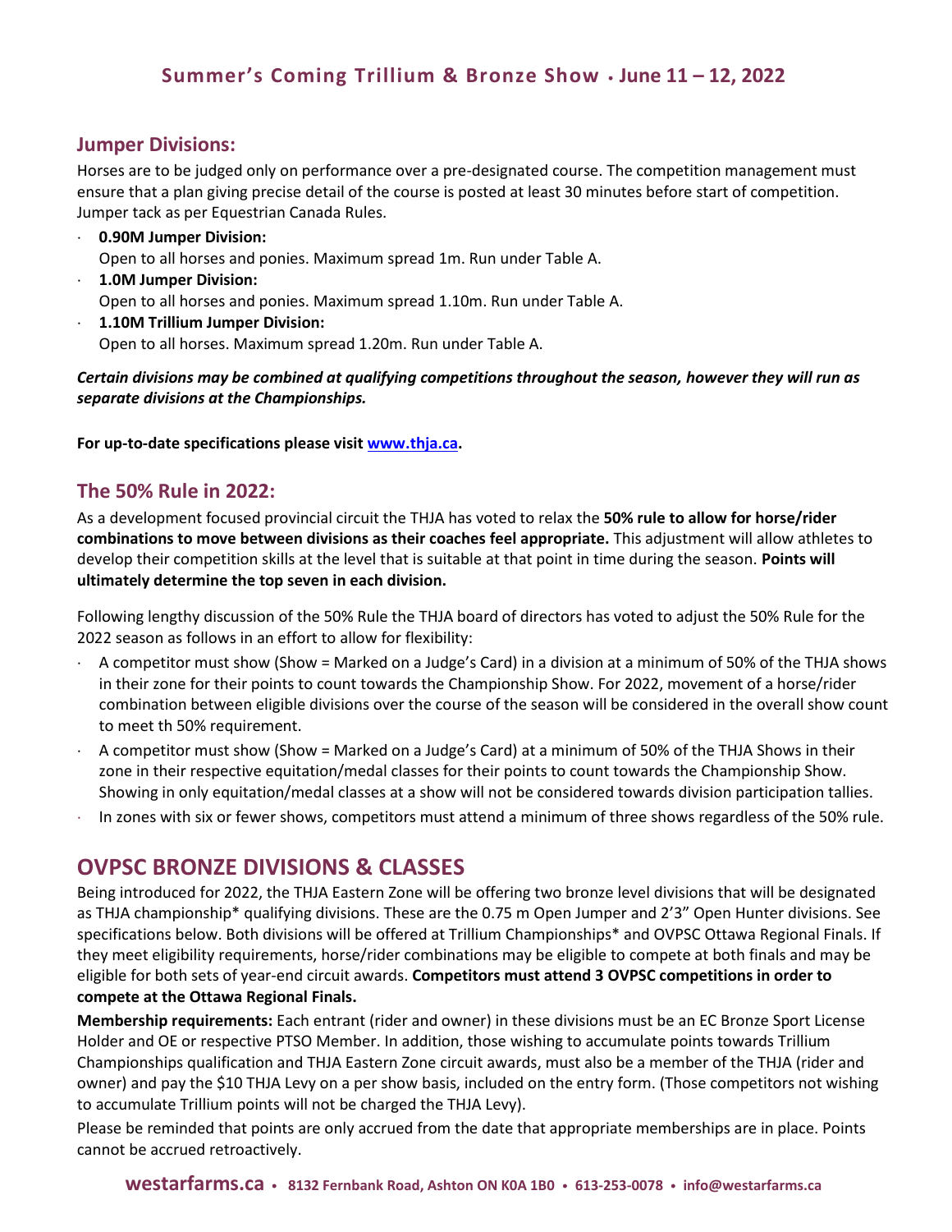## Jumper Divisions:

Horses are to be judged only on performance over a pre-designated course. The competition management must ensure that a plan giving precise detail of the course is posted at least 30 minutes before start of competition. Jumper tack as per Equestrian Canada Rules.

- **0.90M Jumper Division:**
  Open to all horses and ponies. Maximum spread 1m. Run under Table A.
- **1.0M Jumper Division:**
  Open to all horses and ponies. Maximum spread 1.10m. Run under Table A.
- **1.10M Trillium Jumper Division:**
  Open to all horses. Maximum spread 1.20m. Run under Table A.

***Certain divisions may be combined at qualifying competitions throughout the season, however they will run as separate divisions at the Championships.***

**For up-to-date specifications please visit [www.thja.ca](www.thja.ca).**

## The 50% Rule in 2022:

As a development focused provincial circuit the THJA has voted to relax the **50% rule to allow for horse/rider combinations to move between divisions as their coaches feel appropriate.** This adjustment will allow athletes to develop their competition skills at the level that is suitable at that point in time during the season. **Points will ultimately determine the top seven in each division.**

Following lengthy discussion of the 50% Rule the THJA board of directors has voted to adjust the 50% Rule for the 2022 season as follows in an effort to allow for flexibility:

- A competitor must show (Show = Marked on a Judge's Card) in a division at a minimum of 50% of the THJA shows in their zone for their points to count towards the Championship Show. For 2022, movement of a horse/rider combination between eligible divisions over the course of the season will be considered in the overall show count to meet th 50% requirement.
- A competitor must show (Show = Marked on a Judge's Card) at a minimum of 50% of the THJA Shows in their zone in their respective equitation/medal classes for their points to count towards the Championship Show. Showing in only equitation/medal classes at a show will not be considered towards division participation tallies.
- In zones with six or fewer shows, competitors must attend a minimum of three shows regardless of the 50% rule.

# OVPSC BRONZE DIVISIONS & CLASSES

Being introduced for 2022, the THJA Eastern Zone will be offering two bronze level divisions that will be designated as THJA championship* qualifying divisions. These are the 0.75 m Open Jumper and 2'3" Open Hunter divisions. See specifications below. Both divisions will be offered at Trillium Championships* and OVPSC Ottawa Regional Finals. If they meet eligibility requirements, horse/rider combinations may be eligible to compete at both finals and may be eligible for both sets of year-end circuit awards. **Competitors must attend 3 OVPSC competitions in order to compete at the Ottawa Regional Finals.**

**Membership requirements:** Each entrant (rider and owner) in these divisions must be an EC Bronze Sport License Holder and OE or respective PTSO Member. In addition, those wishing to accumulate points towards Trillium Championships qualification and THJA Eastern Zone circuit awards, must also be a member of the THJA (rider and owner) and pay the $10 THJA Levy on a per show basis, included on the entry form. (Those competitors not wishing to accumulate Trillium points will not be charged the THJA Levy).

Please be reminded that points are only accrued from the date that appropriate memberships are in place. Points cannot be accrued retroactively.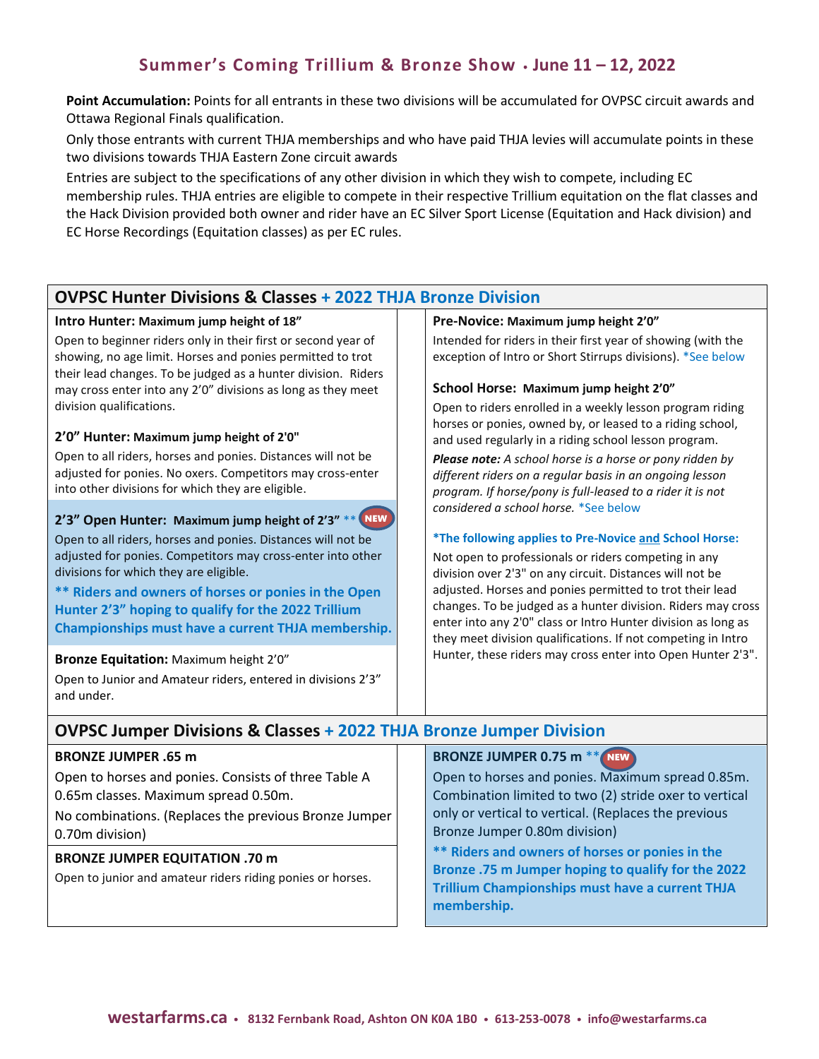## Summer's Coming Trillium & Bronze Show • June 11 – 12, 2022

**Point Accumulation:** Points for all entrants in these two divisions will be accumulated for OVPSC circuit awards and Ottawa Regional Finals qualification.

Only those entrants with current THJA memberships and who have paid THJA levies will accumulate points in these two divisions towards THJA Eastern Zone circuit awards

Entries are subject to the specifications of any other division in which they wish to compete, including EC membership rules. THJA entries are eligible to compete in their respective Trillium equitation on the flat classes and the Hack Division provided both owner and rider have an EC Silver Sport License (Equitation and Hack division) and EC Horse Recordings (Equitation classes) as per EC rules.

### OVPSC Hunter Divisions & Classes + 2022 THJA Bronze Division

**Intro Hunter: Maximum jump height of 18"**

Open to beginner riders only in their first or second year of showing, no age limit. Horses and ponies permitted to trot their lead changes. To be judged as a hunter division. Riders may cross enter into any 2'0" divisions as long as they meet division qualifications.

**2'0" Hunter: Maximum jump height of 2'0"**

Open to all riders, horses and ponies. Distances will not be adjusted for ponies. No oxers. Competitors may cross-enter into other divisions for which they are eligible.

**2'3" Open Hunter: Maximum jump height of 2'3"** ** NEW

Open to all riders, horses and ponies. Distances will not be adjusted for ponies. Competitors may cross-enter into other divisions for which they are eligible.

**\*\* Riders and owners of horses or ponies in the Open Hunter 2'3" hoping to qualify for the 2022 Trillium Championships must have a current THJA membership.**

**Bronze Equitation:** Maximum height 2'0"

Open to Junior and Amateur riders, entered in divisions 2'3" and under.

**Pre-Novice: Maximum jump height 2'0"**

Intended for riders in their first year of showing (with the exception of Intro or Short Stirrups divisions). *See below

**School Horse: Maximum jump height 2'0"**

Open to riders enrolled in a weekly lesson program riding horses or ponies, owned by, or leased to a riding school, and used regularly in a riding school lesson program.

***Please note:*** *A school horse is a horse or pony ridden by different riders on a regular basis in an ongoing lesson program. If horse/pony is full-leased to a rider it is not considered a school horse.* *See below

**\*The following applies to Pre-Novice and School Horse:**

Not open to professionals or riders competing in any division over 2'3" on any circuit. Distances will not be adjusted. Horses and ponies permitted to trot their lead changes. To be judged as a hunter division. Riders may cross enter into any 2'0" class or Intro Hunter division as long as they meet division qualifications. If not competing in Intro Hunter, these riders may cross enter into Open Hunter 2'3".

### OVPSC Jumper Divisions & Classes + 2022 THJA Bronze Jumper Division

**BRONZE JUMPER .65 m**

Open to horses and ponies. Consists of three Table A 0.65m classes. Maximum spread 0.50m.

No combinations. (Replaces the previous Bronze Jumper 0.70m division)

**BRONZE JUMPER EQUITATION .70 m**

Open to junior and amateur riders riding ponies or horses.

**BRONZE JUMPER 0.75 m** ** NEW

Open to horses and ponies. Maximum spread 0.85m. Combination limited to two (2) stride oxer to vertical only or vertical to vertical. (Replaces the previous Bronze Jumper 0.80m division)

**\*\* Riders and owners of horses or ponies in the Bronze .75 m Jumper hoping to qualify for the 2022 Trillium Championships must have a current THJA membership.**

**westarfarms.ca** • 8132 Fernbank Road, Ashton ON K0A 1B0 • 613-253-0078 • info@westarfarms.ca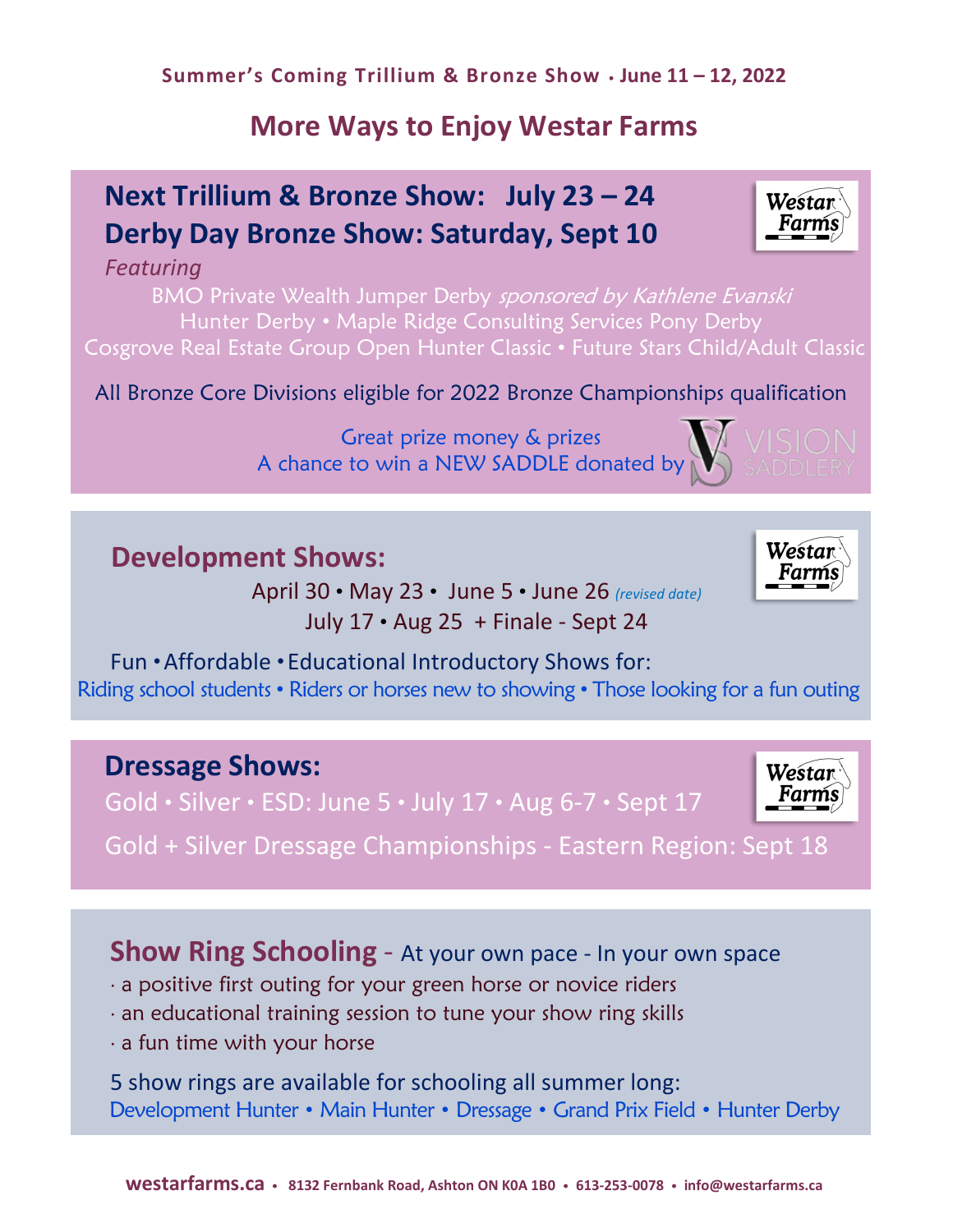**Summer's Coming Trillium & Bronze Show • June 11 – 12, 2022**

# More Ways to Enjoy Westar Farms

## Next Trillium & Bronze Show: July 23 – 24
## Derby Day Bronze Show: Saturday, Sept 10

*Featuring*

BMO Private Wealth Jumper Derby *sponsored by Kathlene Evanski*
Hunter Derby • Maple Ridge Consulting Services Pony Derby
Cosgrove Real Estate Group Open Hunter Classic • Future Stars Child/Adult Classic

All Bronze Core Divisions eligible for 2022 Bronze Championships qualification

Great prize money & prizes
A chance to win a NEW SADDLE donated by VISION SADDLERY

## Development Shows:

April 30 • May 23 • June 5 • June 26 *(revised date)*
July 17 • Aug 25 + Finale - Sept 24

Fun • Affordable • Educational Introductory Shows for:
Riding school students • Riders or horses new to showing • Those looking for a fun outing

## Dressage Shows:

Gold • Silver • ESD: June 5 • July 17 • Aug 6-7 • Sept 17

Gold + Silver Dressage Championships - Eastern Region: Sept 18

## Show Ring Schooling - At your own pace - In your own space

- a positive first outing for your green horse or novice riders
- an educational training session to tune your show ring skills
- a fun time with your horse

5 show rings are available for schooling all summer long:
Development Hunter • Main Hunter • Dressage • Grand Prix Field • Hunter Derby

**westarfarms.ca • 8132 Fernbank Road, Ashton ON K0A 1B0 • 613-253-0078 • info@westarfarms.ca**